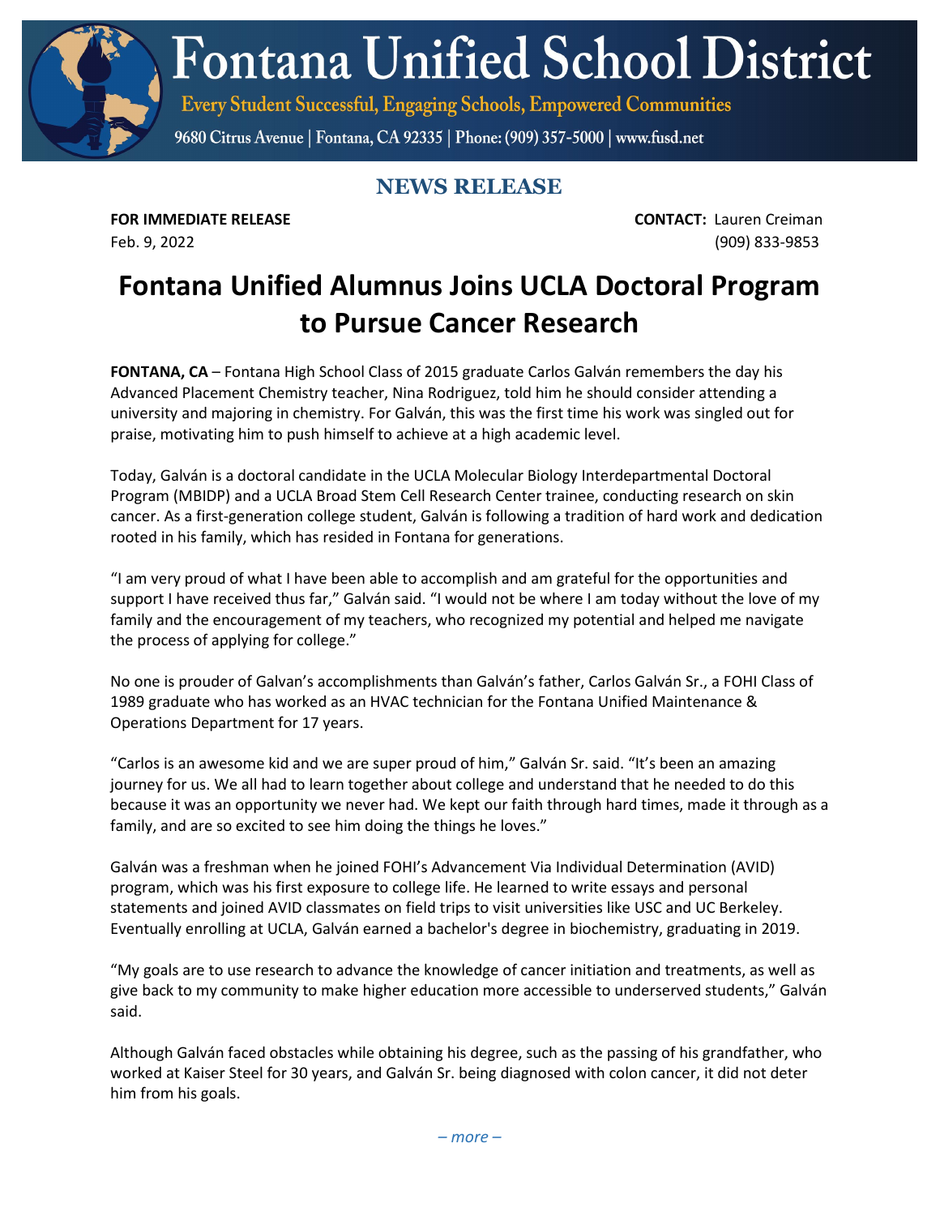# Fontana Unified School District

Every Student Successful, Engaging Schools, Empowered Communities

9680 Citrus Avenue | Fontana, CA 92335 | Phone: (909) 357-5000 | www.fusd.net

## NEWS RELEASE

**FOR IMMEDIATE RELEASE**
Feb. 9, 2022

**CONTACT:** Lauren Creiman
(909) 833-9853

# Fontana Unified Alumnus Joins UCLA Doctoral Program to Pursue Cancer Research

**FONTANA, CA** – Fontana High School Class of 2015 graduate Carlos Galván remembers the day his Advanced Placement Chemistry teacher, Nina Rodriguez, told him he should consider attending a university and majoring in chemistry. For Galván, this was the first time his work was singled out for praise, motivating him to push himself to achieve at a high academic level.

Today, Galván is a doctoral candidate in the UCLA Molecular Biology Interdepartmental Doctoral Program (MBIDP) and a UCLA Broad Stem Cell Research Center trainee, conducting research on skin cancer. As a first-generation college student, Galván is following a tradition of hard work and dedication rooted in his family, which has resided in Fontana for generations.

"I am very proud of what I have been able to accomplish and am grateful for the opportunities and support I have received thus far," Galván said. "I would not be where I am today without the love of my family and the encouragement of my teachers, who recognized my potential and helped me navigate the process of applying for college."

No one is prouder of Galvan's accomplishments than Galván's father, Carlos Galván Sr., a FOHI Class of 1989 graduate who has worked as an HVAC technician for the Fontana Unified Maintenance & Operations Department for 17 years.

"Carlos is an awesome kid and we are super proud of him," Galván Sr. said. "It's been an amazing journey for us. We all had to learn together about college and understand that he needed to do this because it was an opportunity we never had. We kept our faith through hard times, made it through as a family, and are so excited to see him doing the things he loves."

Galván was a freshman when he joined FOHI's Advancement Via Individual Determination (AVID) program, which was his first exposure to college life. He learned to write essays and personal statements and joined AVID classmates on field trips to visit universities like USC and UC Berkeley. Eventually enrolling at UCLA, Galván earned a bachelor's degree in biochemistry, graduating in 2019.

"My goals are to use research to advance the knowledge of cancer initiation and treatments, as well as give back to my community to make higher education more accessible to underserved students," Galván said.

Although Galván faced obstacles while obtaining his degree, such as the passing of his grandfather, who worked at Kaiser Steel for 30 years, and Galván Sr. being diagnosed with colon cancer, it did not deter him from his goals.

*– more –*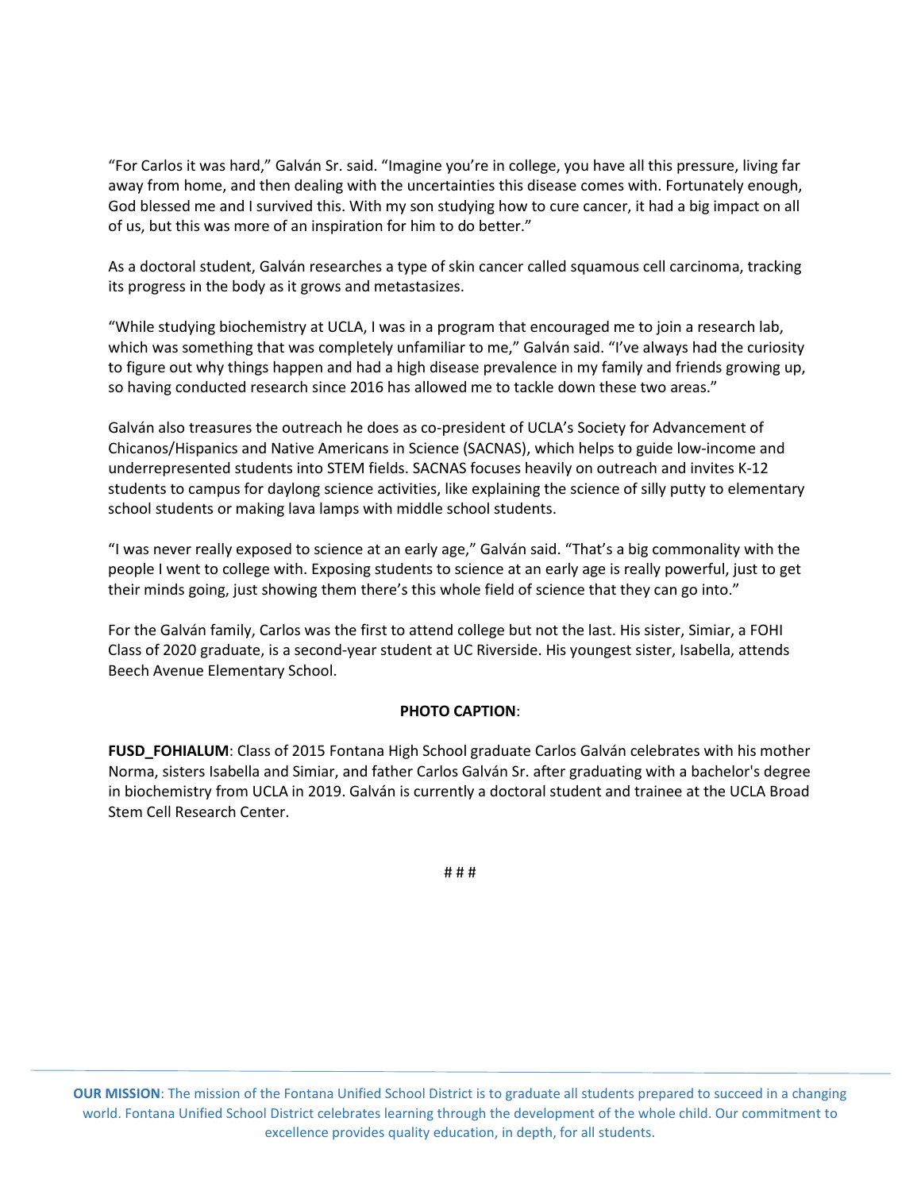"For Carlos it was hard," Galván Sr. said. "Imagine you're in college, you have all this pressure, living far away from home, and then dealing with the uncertainties this disease comes with. Fortunately enough, God blessed me and I survived this. With my son studying how to cure cancer, it had a big impact on all of us, but this was more of an inspiration for him to do better."

As a doctoral student, Galván researches a type of skin cancer called squamous cell carcinoma, tracking its progress in the body as it grows and metastasizes.

"While studying biochemistry at UCLA, I was in a program that encouraged me to join a research lab, which was something that was completely unfamiliar to me," Galván said. "I've always had the curiosity to figure out why things happen and had a high disease prevalence in my family and friends growing up, so having conducted research since 2016 has allowed me to tackle down these two areas."

Galván also treasures the outreach he does as co-president of UCLA's Society for Advancement of Chicanos/Hispanics and Native Americans in Science (SACNAS), which helps to guide low-income and underrepresented students into STEM fields. SACNAS focuses heavily on outreach and invites K-12 students to campus for daylong science activities, like explaining the science of silly putty to elementary school students or making lava lamps with middle school students.

"I was never really exposed to science at an early age," Galván said. "That's a big commonality with the people I went to college with. Exposing students to science at an early age is really powerful, just to get their minds going, just showing them there's this whole field of science that they can go into."

For the Galván family, Carlos was the first to attend college but not the last. His sister, Simiar, a FOHI Class of 2020 graduate, is a second-year student at UC Riverside. His youngest sister, Isabella, attends Beech Avenue Elementary School.

**PHOTO CAPTION**:

**FUSD_FOHIALUM**: Class of 2015 Fontana High School graduate Carlos Galván celebrates with his mother Norma, sisters Isabella and Simiar, and father Carlos Galván Sr. after graduating with a bachelor's degree in biochemistry from UCLA in 2019. Galván is currently a doctoral student and trainee at the UCLA Broad Stem Cell Research Center.

# # #

**OUR MISSION**: The mission of the Fontana Unified School District is to graduate all students prepared to succeed in a changing world. Fontana Unified School District celebrates learning through the development of the whole child. Our commitment to excellence provides quality education, in depth, for all students.